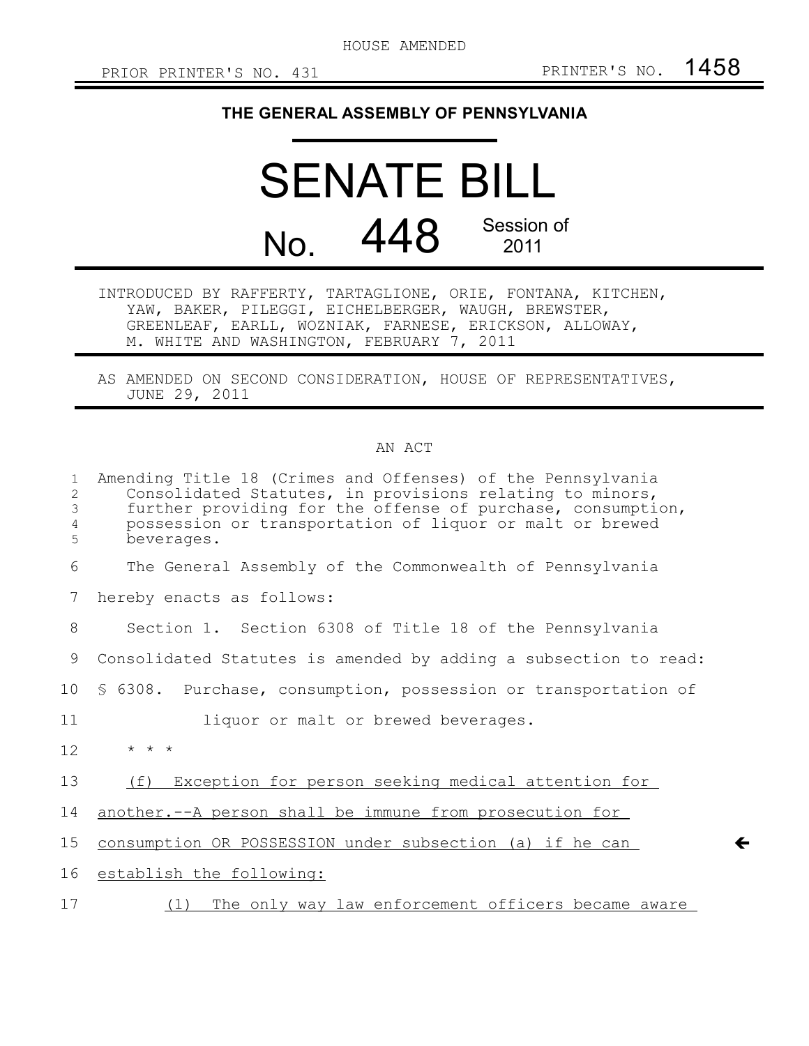HOUSE AMENDED

PRIOR PRINTER'S NO. 431 PRINTER'S NO. 1458

**THE GENERAL ASSEMBLY OF PENNSYLVANIA**

# SENATE BILL

# No. 448 Session of 2011

INTRODUCED BY RAFFERTY, TARTAGLIONE, ORIE, FONTANA, KITCHEN, YAW, BAKER, PILEGGI, EICHELBERGER, WAUGH, BREWSTER, GREENLEAF, EARLL, WOZNIAK, FARNESE, ERICKSON, ALLOWAY, M. WHITE AND WASHINGTON, FEBRUARY 7, 2011

AS AMENDED ON SECOND CONSIDERATION, HOUSE OF REPRESENTATIVES, JUNE 29, 2011

AN ACT

Amending Title 18 (Crimes and Offenses) of the Pennsylvania Consolidated Statutes, in provisions relating to minors, further providing for the offense of purchase, consumption, possession or transportation of liquor or malt or brewed beverages.

The General Assembly of the Commonwealth of Pennsylvania hereby enacts as follows:

Section 1. Section 6308 of Title 18 of the Pennsylvania Consolidated Statutes is amended by adding a subsection to read:

§ 6308. Purchase, consumption, possession or transportation of liquor or malt or brewed beverages.

\* \* \*

<u>(f) Exception for person seeking medical attention for another.--A person shall be immune from prosecution for consumption OR POSSESSION under subsection (a) if he can establish the following:</u>

<u>(1) The only way law enforcement officers became aware</u>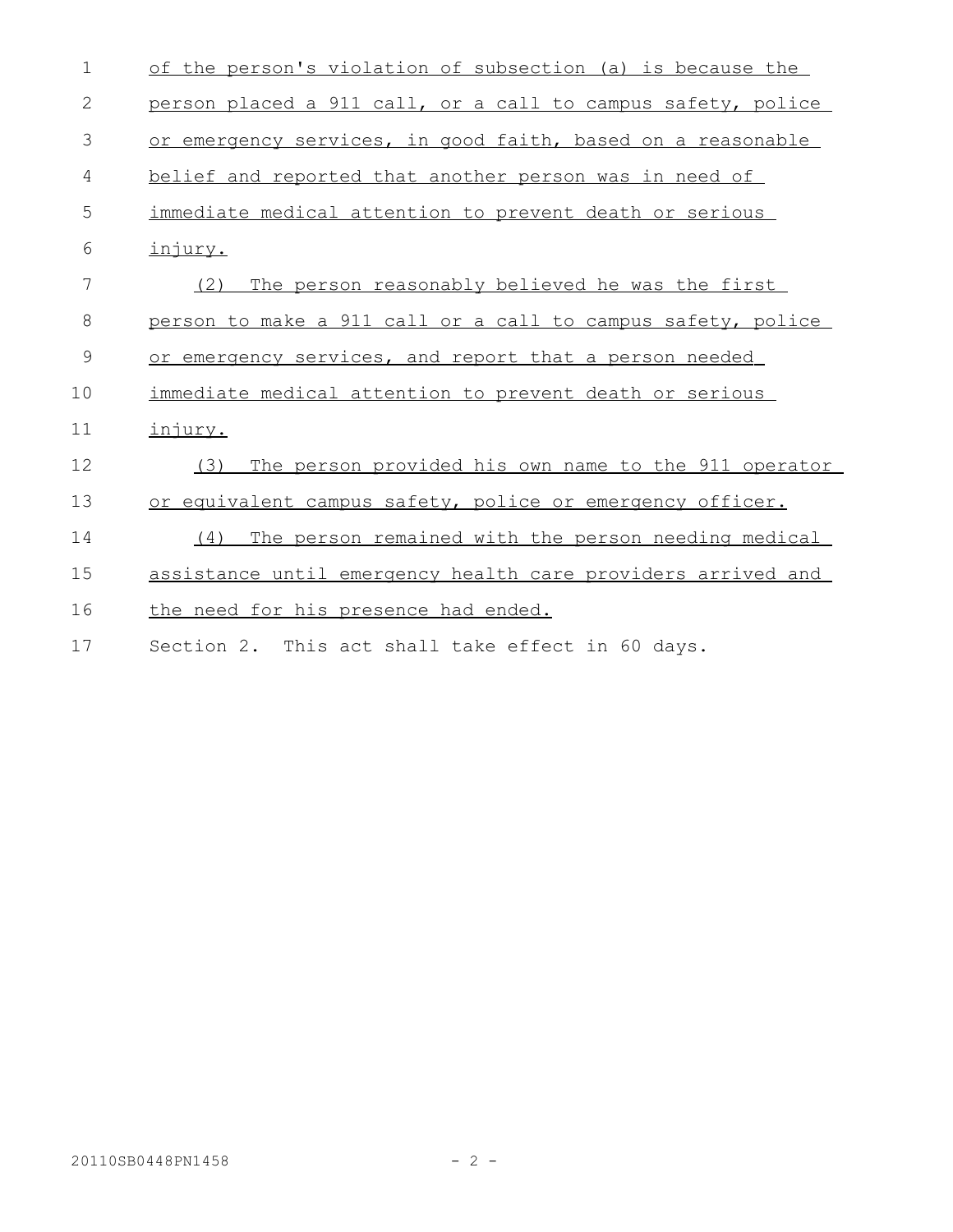of the person's violation of subsection (a) is because the person placed a 911 call, or a call to campus safety, police or emergency services, in good faith, based on a reasonable belief and reported that another person was in need of immediate medical attention to prevent death or serious injury.

(2) The person reasonably believed he was the first person to make a 911 call or a call to campus safety, police or emergency services, and report that a person needed immediate medical attention to prevent death or serious injury.

(3) The person provided his own name to the 911 operator or equivalent campus safety, police or emergency officer.

(4) The person remained with the person needing medical assistance until emergency health care providers arrived and the need for his presence had ended.

Section 2. This act shall take effect in 60 days.